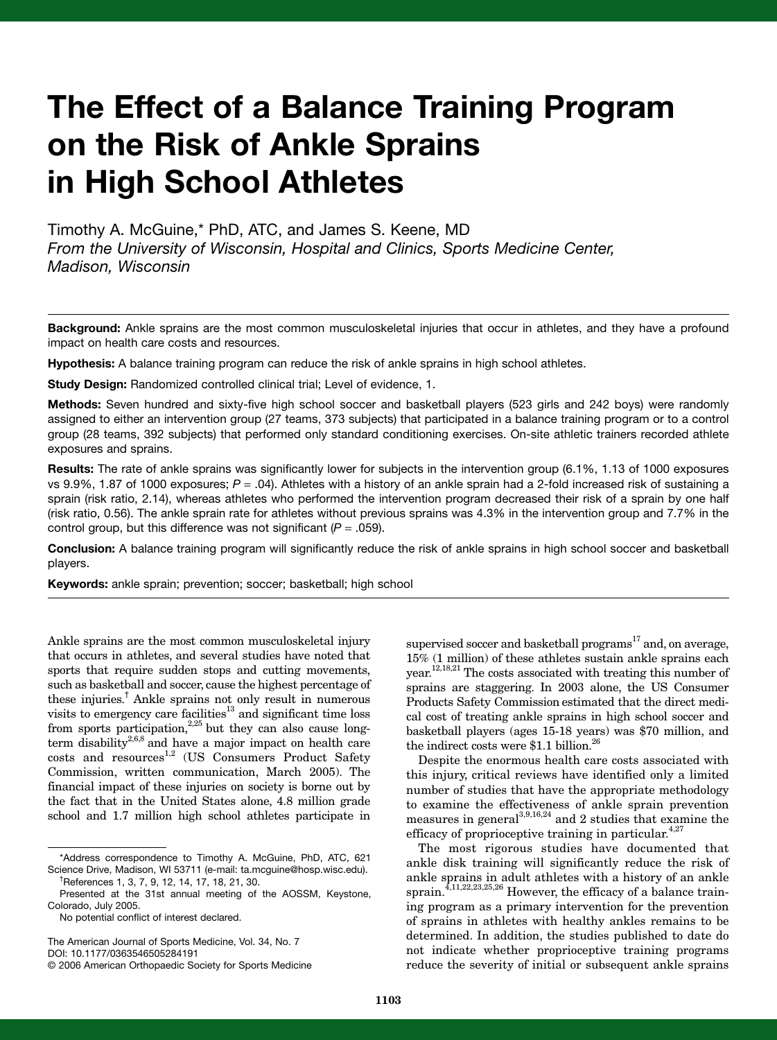# The Effect of a Balance Training Program on the Risk of Ankle Sprains in High School Athletes

Timothy A. McGuine,* PhD, ATC, and James S. Keene, MD

*From the University of Wisconsin, Hospital and Clinics, Sports Medicine Center, Madison, Wisconsin*

**Background:** Ankle sprains are the most common musculoskeletal injuries that occur in athletes, and they have a profound impact on health care costs and resources.

**Hypothesis:** A balance training program can reduce the risk of ankle sprains in high school athletes.

**Study Design:** Randomized controlled clinical trial; Level of evidence, 1.

**Methods:** Seven hundred and sixty-five high school soccer and basketball players (523 girls and 242 boys) were randomly assigned to either an intervention group (27 teams, 373 subjects) that participated in a balance training program or to a control group (28 teams, 392 subjects) that performed only standard conditioning exercises. On-site athletic trainers recorded athlete exposures and sprains.

**Results:** The rate of ankle sprains was significantly lower for subjects in the intervention group (6.1%, 1.13 of 1000 exposures vs 9.9%, 1.87 of 1000 exposures; $P = .04$). Athletes with a history of an ankle sprain had a 2-fold increased risk of sustaining a sprain (risk ratio, 2.14), whereas athletes who performed the intervention program decreased their risk of a sprain by one half (risk ratio, 0.56). The ankle sprain rate for athletes without previous sprains was 4.3% in the intervention group and 7.7% in the control group, but this difference was not significant ($P = .059$).

**Conclusion:** A balance training program will significantly reduce the risk of ankle sprains in high school soccer and basketball players.

**Keywords:** ankle sprain; prevention; soccer; basketball; high school

Ankle sprains are the most common musculoskeletal injury that occurs in athletes, and several studies have noted that sports that require sudden stops and cutting movements, such as basketball and soccer, cause the highest percentage of these injuries.[†] Ankle sprains not only result in numerous visits to emergency care facilities[13] and significant time loss from sports participation,[2,25] but they can also cause long-term disability[2,6,8] and have a major impact on health care costs and resources[1,2] (US Consumers Product Safety Commission, written communication, March 2005). The financial impact of these injuries on society is borne out by the fact that in the United States alone, 4.8 million grade school and 1.7 million high school athletes participate in supervised soccer and basketball programs[17] and, on average, 15% (1 million) of these athletes sustain ankle sprains each year.[12,18,21] The costs associated with treating this number of sprains are staggering. In 2003 alone, the US Consumer Products Safety Commission estimated that the direct medical cost of treating ankle sprains in high school soccer and basketball players (ages 15-18 years) was $70 million, and the indirect costs were $1.1 billion.[26]

Despite the enormous health care costs associated with this injury, critical reviews have identified only a limited number of studies that have the appropriate methodology to examine the effectiveness of ankle sprain prevention measures in general[3,9,16,24] and 2 studies that examine the efficacy of proprioceptive training in particular.[4,27]

The most rigorous studies have documented that ankle disk training will significantly reduce the risk of ankle sprains in adult athletes with a history of an ankle sprain.[4,11,22,23,25,26] However, the efficacy of a balance training program as a primary intervention for the prevention of sprains in athletes with healthy ankles remains to be determined. In addition, the studies published to date do not indicate whether proprioceptive training programs reduce the severity of initial or subsequent ankle sprains

---

*Address correspondence to Timothy A. McGuine, PhD, ATC, 621 Science Drive, Madison, WI 53711 (e-mail: ta.mcguine@hosp.wisc.edu).

†References 1, 3, 7, 9, 12, 14, 17, 18, 21, 30.

Presented at the 31st annual meeting of the AOSSM, Keystone, Colorado, July 2005.

No potential conflict of interest declared.

The American Journal of Sports Medicine, Vol. 34, No. 7
DOI: 10.1177/0363546505284191
© 2006 American Orthopaedic Society for Sports Medicine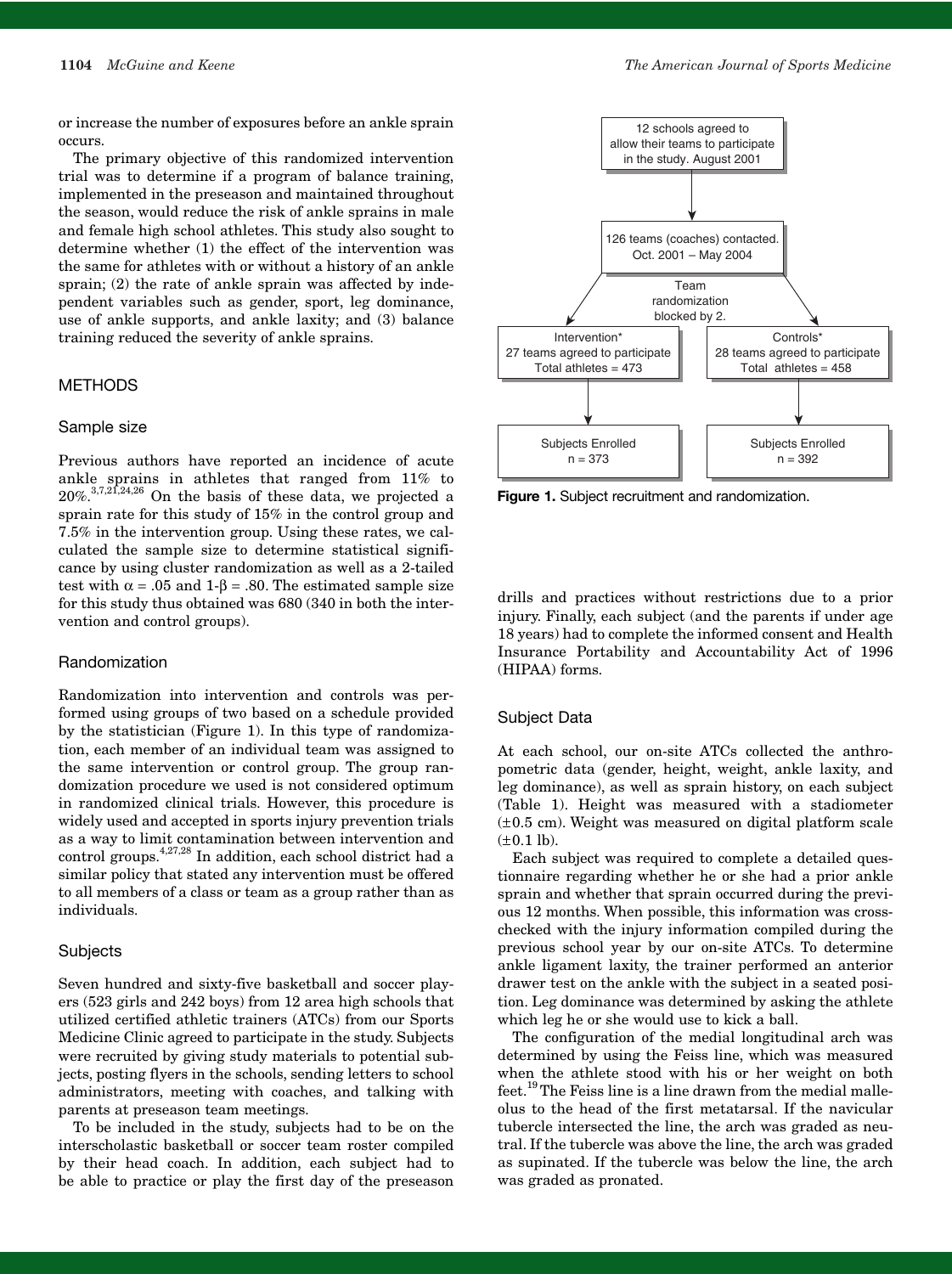or increase the number of exposures before an ankle sprain occurs.

The primary objective of this randomized intervention trial was to determine if a program of balance training, implemented in the preseason and maintained throughout the season, would reduce the risk of ankle sprains in male and female high school athletes. This study also sought to determine whether (1) the effect of the intervention was the same for athletes with or without a history of an ankle sprain; (2) the rate of ankle sprain was affected by independent variables such as gender, sport, leg dominance, use of ankle supports, and ankle laxity; and (3) balance training reduced the severity of ankle sprains.

## METHODS

### Sample size

Previous authors have reported an incidence of acute ankle sprains in athletes that ranged from 11% to 20%.[3,7,21,24,26] On the basis of these data, we projected a sprain rate for this study of 15% in the control group and 7.5% in the intervention group. Using these rates, we calculated the sample size to determine statistical significance by using cluster randomization as well as a 2-tailed test with $\alpha = .05$ and $1\text{-}\beta = .80$. The estimated sample size for this study thus obtained was 680 (340 in both the intervention and control groups).

### Randomization

Randomization into intervention and controls was performed using groups of two based on a schedule provided by the statistician (Figure 1). In this type of randomization, each member of an individual team was assigned to the same intervention or control group. The group randomization procedure we used is not considered optimum in randomized clinical trials. However, this procedure is widely used and accepted in sports injury prevention trials as a way to limit contamination between intervention and control groups.[4,27,28] In addition, each school district had a similar policy that stated any intervention must be offered to all members of a class or team as a group rather than as individuals.

### Subjects

Seven hundred and sixty-five basketball and soccer players (523 girls and 242 boys) from 12 area high schools that utilized certified athletic trainers (ATCs) from our Sports Medicine Clinic agreed to participate in the study. Subjects were recruited by giving study materials to potential subjects, posting flyers in the schools, sending letters to school administrators, meeting with coaches, and talking with parents at preseason team meetings.

To be included in the study, subjects had to be on the interscholastic basketball or soccer team roster compiled by their head coach. In addition, each subject had to be able to practice or play the first day of the preseason drills and practices without restrictions due to a prior injury. Finally, each subject (and the parents if under age 18 years) had to complete the informed consent and Health Insurance Portability and Accountability Act of 1996 (HIPAA) forms.

12 schools agreed to allow their teams to participate in the study. August 2001

↓

126 teams (coaches) contacted. Oct. 2001 – May 2004

Team randomization blocked by 2.

| Intervention* | Controls* |
|---|---|
| 27 teams agreed to participate; Total athletes = 473 | 28 teams agreed to participate; Total athletes = 458 |
| Subjects Enrolled n = 373 | Subjects Enrolled n = 392 |

**Figure 1.** Subject recruitment and randomization.

### Subject Data

At each school, our on-site ATCs collected the anthropometric data (gender, height, weight, ankle laxity, and leg dominance), as well as sprain history, on each subject (Table 1). Height was measured with a stadiometer (±0.5 cm). Weight was measured on digital platform scale (±0.1 lb).

Each subject was required to complete a detailed questionnaire regarding whether he or she had a prior ankle sprain and whether that sprain occurred during the previous 12 months. When possible, this information was cross-checked with the injury information compiled during the previous school year by our on-site ATCs. To determine ankle ligament laxity, the trainer performed an anterior drawer test on the ankle with the subject in a seated position. Leg dominance was determined by asking the athlete which leg he or she would use to kick a ball.

The configuration of the medial longitudinal arch was determined by using the Feiss line, which was measured when the athlete stood with his or her weight on both feet.[19] The Feiss line is a line drawn from the medial malleolus to the head of the first metatarsal. If the navicular tubercle intersected the line, the arch was graded as neutral. If the tubercle was above the line, the arch was graded as supinated. If the tubercle was below the line, the arch was graded as pronated.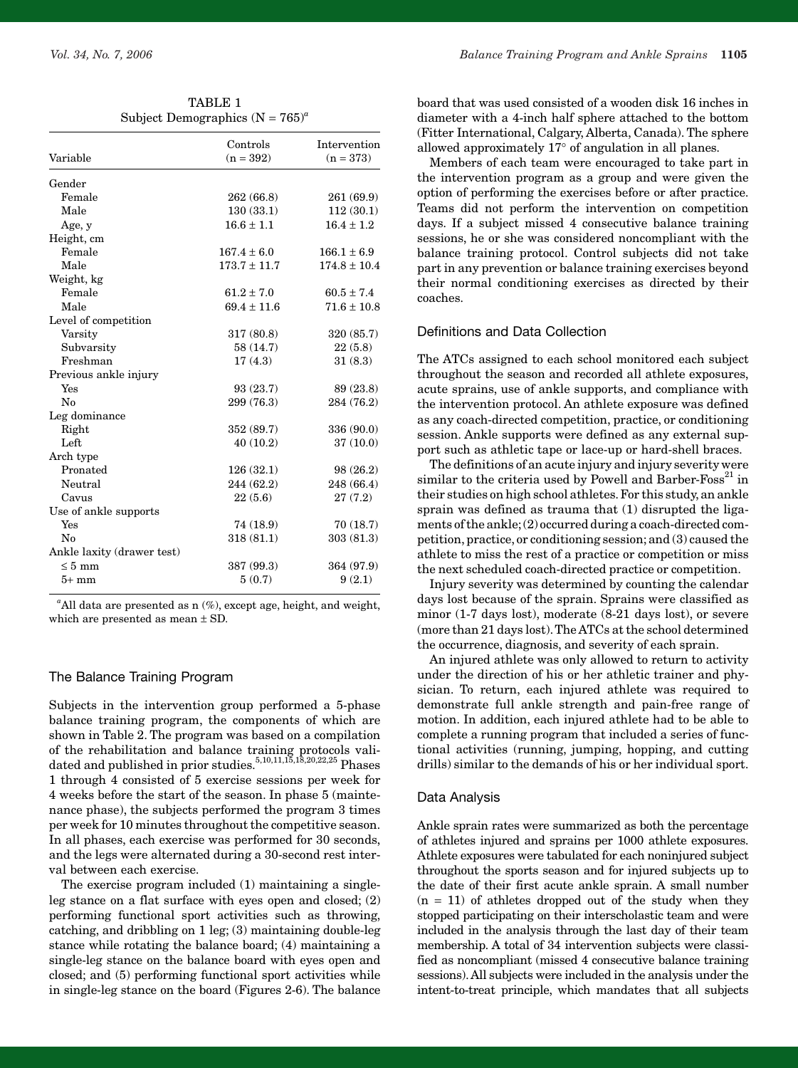TABLE 1
Subject Demographics (N = 765)[a]

| Variable | Controls (n = 392) | Intervention (n = 373) |
|---|---|---|
| Gender | | |
| Female | 262 (66.8) | 261 (69.9) |
| Male | 130 (33.1) | 112 (30.1) |
| Age, y | 16.6 ± 1.1 | 16.4 ± 1.2 |
| Height, cm | | |
| Female | 167.4 ± 6.0 | 166.1 ± 6.9 |
| Male | 173.7 ± 11.7 | 174.8 ± 10.4 |
| Weight, kg | | |
| Female | 61.2 ± 7.0 | 60.5 ± 7.4 |
| Male | 69.4 ± 11.6 | 71.6 ± 10.8 |
| Level of competition | | |
| Varsity | 317 (80.8) | 320 (85.7) |
| Subvarsity | 58 (14.7) | 22 (5.8) |
| Freshman | 17 (4.3) | 31 (8.3) |
| Previous ankle injury | | |
| Yes | 93 (23.7) | 89 (23.8) |
| No | 299 (76.3) | 284 (76.2) |
| Leg dominance | | |
| Right | 352 (89.7) | 336 (90.0) |
| Left | 40 (10.2) | 37 (10.0) |
| Arch type | | |
| Pronated | 126 (32.1) | 98 (26.2) |
| Neutral | 244 (62.2) | 248 (66.4) |
| Cavus | 22 (5.6) | 27 (7.2) |
| Use of ankle supports | | |
| Yes | 74 (18.9) | 70 (18.7) |
| No | 318 (81.1) | 303 (81.3) |
| Ankle laxity (drawer test) | | |
| ≤ 5 mm | 387 (99.3) | 364 (97.9) |
| 5+ mm | 5 (0.7) | 9 (2.1) |

[a]All data are presented as n (%), except age, height, and weight, which are presented as mean ± SD.

## The Balance Training Program

Subjects in the intervention group performed a 5-phase balance training program, the components of which are shown in Table 2. The program was based on a compilation of the rehabilitation and balance training protocols validated and published in prior studies.[5,10,11,15,18,20,22,25] Phases 1 through 4 consisted of 5 exercise sessions per week for 4 weeks before the start of the season. In phase 5 (maintenance phase), the subjects performed the program 3 times per week for 10 minutes throughout the competitive season. In all phases, each exercise was performed for 30 seconds, and the legs were alternated during a 30-second rest interval between each exercise.

The exercise program included (1) maintaining a single-leg stance on a flat surface with eyes open and closed; (2) performing functional sport activities such as throwing, catching, and dribbling on 1 leg; (3) maintaining double-leg stance while rotating the balance board; (4) maintaining a single-leg stance on the balance board with eyes open and closed; and (5) performing functional sport activities while in single-leg stance on the board (Figures 2-6). The balance board that was used consisted of a wooden disk 16 inches in diameter with a 4-inch half sphere attached to the bottom (Fitter International, Calgary, Alberta, Canada). The sphere allowed approximately 17° of angulation in all planes.

Members of each team were encouraged to take part in the intervention program as a group and were given the option of performing the exercises before or after practice. Teams did not perform the intervention on competition days. If a subject missed 4 consecutive balance training sessions, he or she was considered noncompliant with the balance training protocol. Control subjects did not take part in any prevention or balance training exercises beyond their normal conditioning exercises as directed by their coaches.

## Definitions and Data Collection

The ATCs assigned to each school monitored each subject throughout the season and recorded all athlete exposures, acute sprains, use of ankle supports, and compliance with the intervention protocol. An athlete exposure was defined as any coach-directed competition, practice, or conditioning session. Ankle supports were defined as any external support such as athletic tape or lace-up or hard-shell braces.

The definitions of an acute injury and injury severity were similar to the criteria used by Powell and Barber-Foss[21] in their studies on high school athletes. For this study, an ankle sprain was defined as trauma that (1) disrupted the ligaments of the ankle; (2) occurred during a coach-directed competition, practice, or conditioning session; and (3) caused the athlete to miss the rest of a practice or competition or miss the next scheduled coach-directed practice or competition.

Injury severity was determined by counting the calendar days lost because of the sprain. Sprains were classified as minor (1-7 days lost), moderate (8-21 days lost), or severe (more than 21 days lost). The ATCs at the school determined the occurrence, diagnosis, and severity of each sprain.

An injured athlete was only allowed to return to activity under the direction of his or her athletic trainer and physician. To return, each injured athlete was required to demonstrate full ankle strength and pain-free range of motion. In addition, each injured athlete had to be able to complete a running program that included a series of functional activities (running, jumping, hopping, and cutting drills) similar to the demands of his or her individual sport.

## Data Analysis

Ankle sprain rates were summarized as both the percentage of athletes injured and sprains per 1000 athlete exposures. Athlete exposures were tabulated for each noninjured subject throughout the sports season and for injured subjects up to the date of their first acute ankle sprain. A small number (n = 11) of athletes dropped out of the study when they stopped participating on their interscholastic team and were included in the analysis through the last day of their team membership. A total of 34 intervention subjects were classified as noncompliant (missed 4 consecutive balance training sessions). All subjects were included in the analysis under the intent-to-treat principle, which mandates that all subjects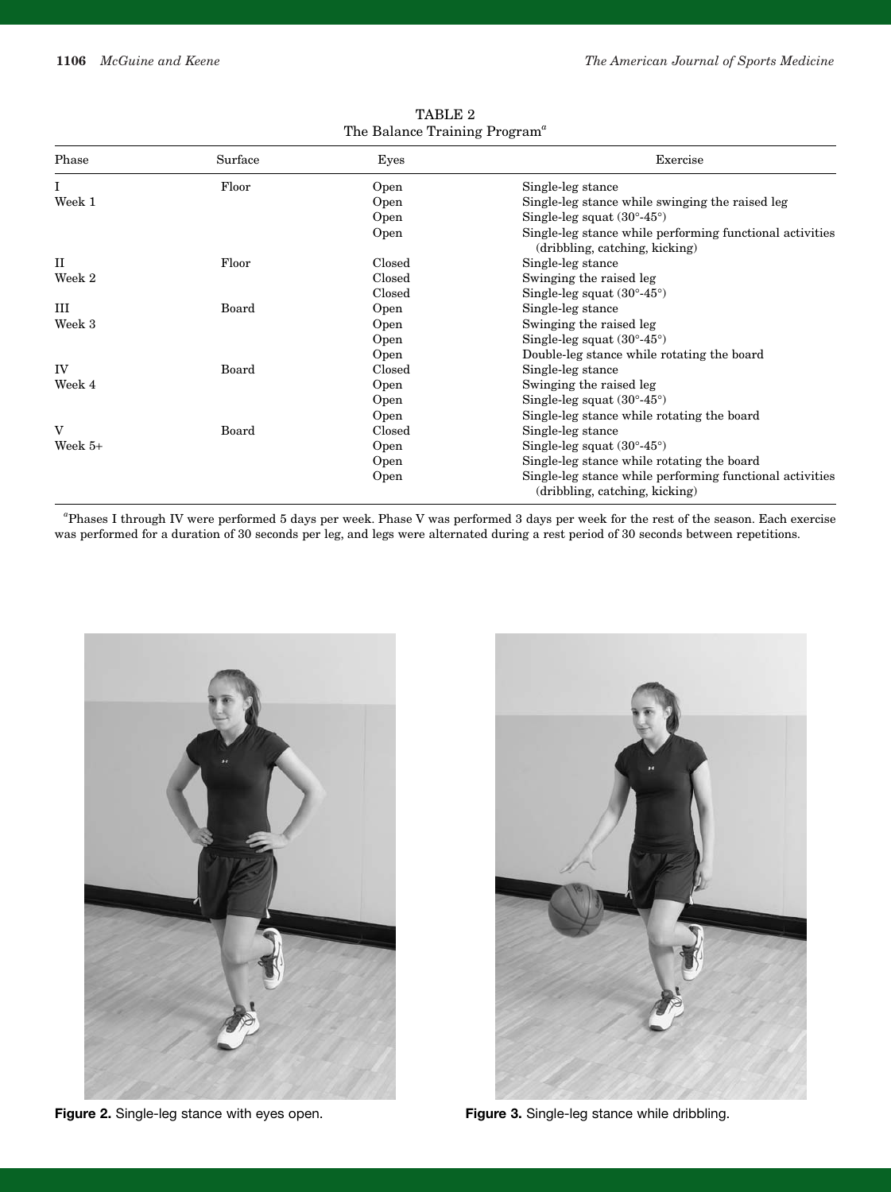TABLE 2
The Balance Training Program[a]

| Phase | Surface | Eyes | Exercise |
|---|---|---|---|
| I | Floor | Open | Single-leg stance |
| Week 1 | | Open | Single-leg stance while swinging the raised leg |
| | | Open | Single-leg squat (30°-45°) |
| | | Open | Single-leg stance while performing functional activities (dribbling, catching, kicking) |
| II | Floor | Closed | Single-leg stance |
| Week 2 | | Closed | Swinging the raised leg |
| | | Closed | Single-leg squat (30°-45°) |
| III | Board | Open | Single-leg stance |
| Week 3 | | Open | Swinging the raised leg |
| | | Open | Single-leg squat (30°-45°) |
| | | Open | Double-leg stance while rotating the board |
| IV | Board | Closed | Single-leg stance |
| Week 4 | | Open | Swinging the raised leg |
| | | Open | Single-leg squat (30°-45°) |
| | | Open | Single-leg stance while rotating the board |
| V | Board | Closed | Single-leg stance |
| Week 5+ | | Open | Single-leg squat (30°-45°) |
| | | Open | Single-leg stance while rotating the board |
| | | Open | Single-leg stance while performing functional activities (dribbling, catching, kicking) |

[a]Phases I through IV were performed 5 days per week. Phase V was performed 3 days per week for the rest of the season. Each exercise was performed for a duration of 30 seconds per leg, and legs were alternated during a rest period of 30 seconds between repetitions.

**Figure 2.** Single-leg stance with eyes open.

**Figure 3.** Single-leg stance while dribbling.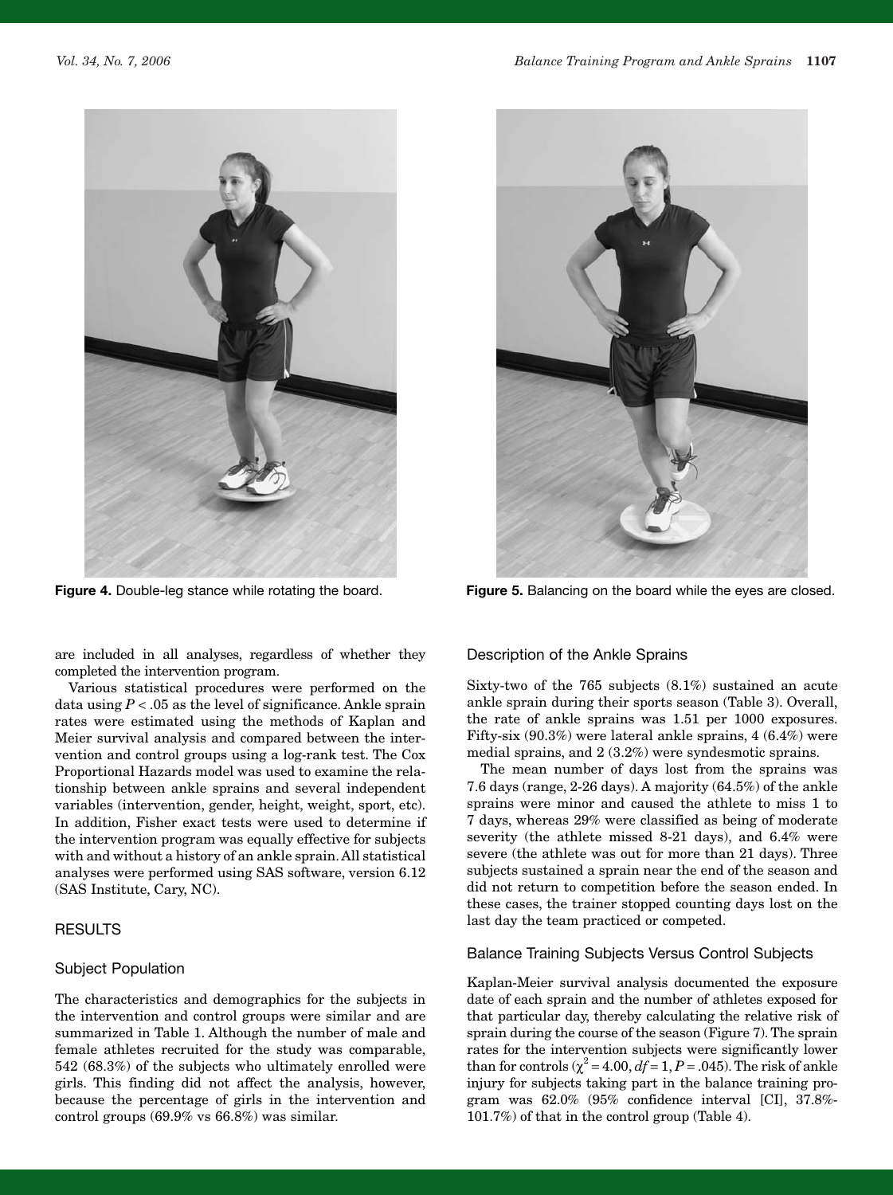Figure 4. Double-leg stance while rotating the board.

Figure 5. Balancing on the board while the eyes are closed.

are included in all analyses, regardless of whether they completed the intervention program.

Various statistical procedures were performed on the data using $P < .05$ as the level of significance. Ankle sprain rates were estimated using the methods of Kaplan and Meier survival analysis and compared between the intervention and control groups using a log-rank test. The Cox Proportional Hazards model was used to examine the relationship between ankle sprains and several independent variables (intervention, gender, height, weight, sport, etc). In addition, Fisher exact tests were used to determine if the intervention program was equally effective for subjects with and without a history of an ankle sprain. All statistical analyses were performed using SAS software, version 6.12 (SAS Institute, Cary, NC).

## RESULTS

### Subject Population

The characteristics and demographics for the subjects in the intervention and control groups were similar and are summarized in Table 1. Although the number of male and female athletes recruited for the study was comparable, 542 (68.3%) of the subjects who ultimately enrolled were girls. This finding did not affect the analysis, however, because the percentage of girls in the intervention and control groups (69.9% vs 66.8%) was similar.

### Description of the Ankle Sprains

Sixty-two of the 765 subjects (8.1%) sustained an acute ankle sprain during their sports season (Table 3). Overall, the rate of ankle sprains was 1.51 per 1000 exposures. Fifty-six (90.3%) were lateral ankle sprains, 4 (6.4%) were medial sprains, and 2 (3.2%) were syndesmotic sprains.

The mean number of days lost from the sprains was 7.6 days (range, 2-26 days). A majority (64.5%) of the ankle sprains were minor and caused the athlete to miss 1 to 7 days, whereas 29% were classified as being of moderate severity (the athlete missed 8-21 days), and 6.4% were severe (the athlete was out for more than 21 days). Three subjects sustained a sprain near the end of the season and did not return to competition before the season ended. In these cases, the trainer stopped counting days lost on the last day the team practiced or competed.

### Balance Training Subjects Versus Control Subjects

Kaplan-Meier survival analysis documented the exposure date of each sprain and the number of athletes exposed for that particular day, thereby calculating the relative risk of sprain during the course of the season (Figure 7). The sprain rates for the intervention subjects were significantly lower than for controls ($\chi^2 = 4.00$, $df = 1$, $P = .045$). The risk of ankle injury for subjects taking part in the balance training program was 62.0% (95% confidence interval [CI], 37.8%-101.7%) of that in the control group (Table 4).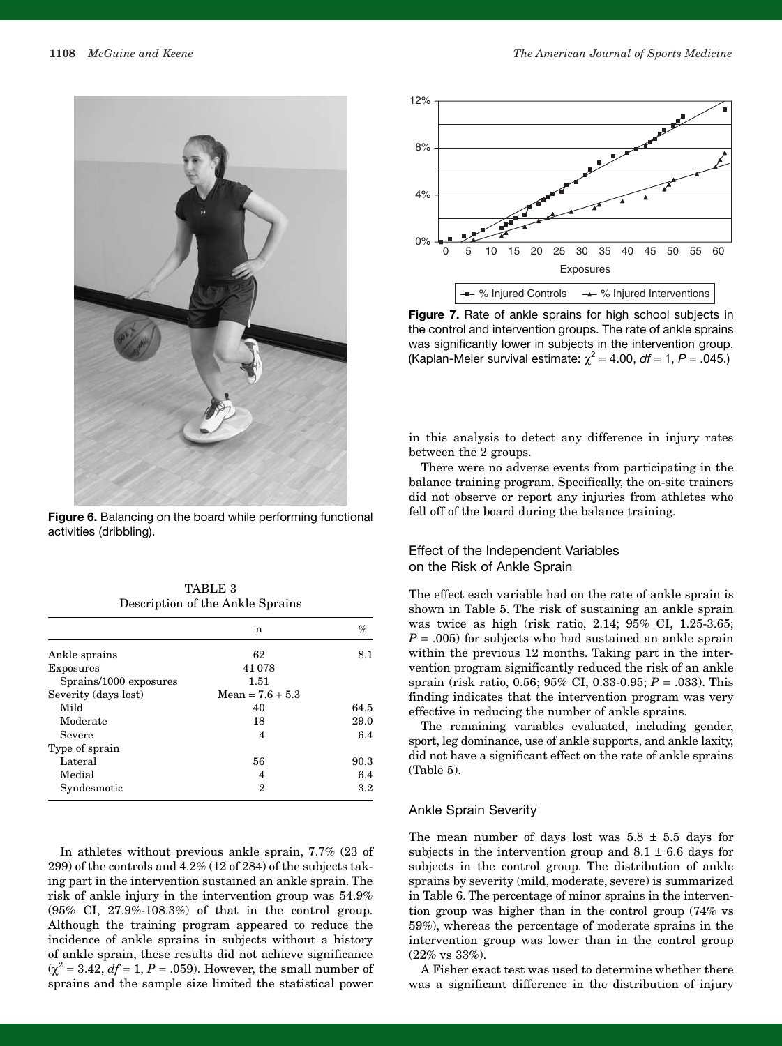Figure 6. Balancing on the board while performing functional activities (dribbling).

TABLE 3
Description of the Ankle Sprains

| | n | % |
|---|---|---|
| Ankle sprains | 62 | 8.1 |
| Exposures | 41 078 | |
| Sprains/1000 exposures | 1.51 | |
| Severity (days lost) | Mean = 7.6 + 5.3 | |
| Mild | 40 | 64.5 |
| Moderate | 18 | 29.0 |
| Severe | 4 | 6.4 |
| Type of sprain | | |
| Lateral | 56 | 90.3 |
| Medial | 4 | 6.4 |
| Syndesmotic | 2 | 3.2 |

In athletes without previous ankle sprain, 7.7% (23 of 299) of the controls and 4.2% (12 of 284) of the subjects taking part in the intervention sustained an ankle sprain. The risk of ankle injury in the intervention group was 54.9% (95% CI, 27.9%-108.3%) of that in the control group. Although the training program appeared to reduce the incidence of ankle sprains in subjects without a history of ankle sprain, these results did not achieve significance ($\chi^2 = 3.42$, $df = 1$, $P = .059$). However, the small number of sprains and the sample size limited the statistical power in this analysis to detect any difference in injury rates between the 2 groups.

There were no adverse events from participating in the balance training program. Specifically, the on-site trainers did not observe or report any injuries from athletes who fell off of the board during the balance training.

Figure 7. Rate of ankle sprains for high school subjects in the control and intervention groups. The rate of ankle sprains was significantly lower in subjects in the intervention group. (Kaplan-Meier survival estimate: $\chi^2 = 4.00$, $df = 1$, $P = .045$.)

### Effect of the Independent Variables on the Risk of Ankle Sprain

The effect each variable had on the rate of ankle sprain is shown in Table 5. The risk of sustaining an ankle sprain was twice as high (risk ratio, 2.14; 95% CI, 1.25-3.65; $P = .005$) for subjects who had sustained an ankle sprain within the previous 12 months. Taking part in the intervention program significantly reduced the risk of an ankle sprain (risk ratio, 0.56; 95% CI, 0.33-0.95; $P = .033$). This finding indicates that the intervention program was very effective in reducing the number of ankle sprains.

The remaining variables evaluated, including gender, sport, leg dominance, use of ankle supports, and ankle laxity, did not have a significant effect on the rate of ankle sprains (Table 5).

### Ankle Sprain Severity

The mean number of days lost was 5.8 ± 5.5 days for subjects in the intervention group and 8.1 ± 6.6 days for subjects in the control group. The distribution of ankle sprains by severity (mild, moderate, severe) is summarized in Table 6. The percentage of minor sprains in the intervention group was higher than in the control group (74% vs 59%), whereas the percentage of moderate sprains in the intervention group was lower than in the control group (22% vs 33%).

A Fisher exact test was used to determine whether there was a significant difference in the distribution of injury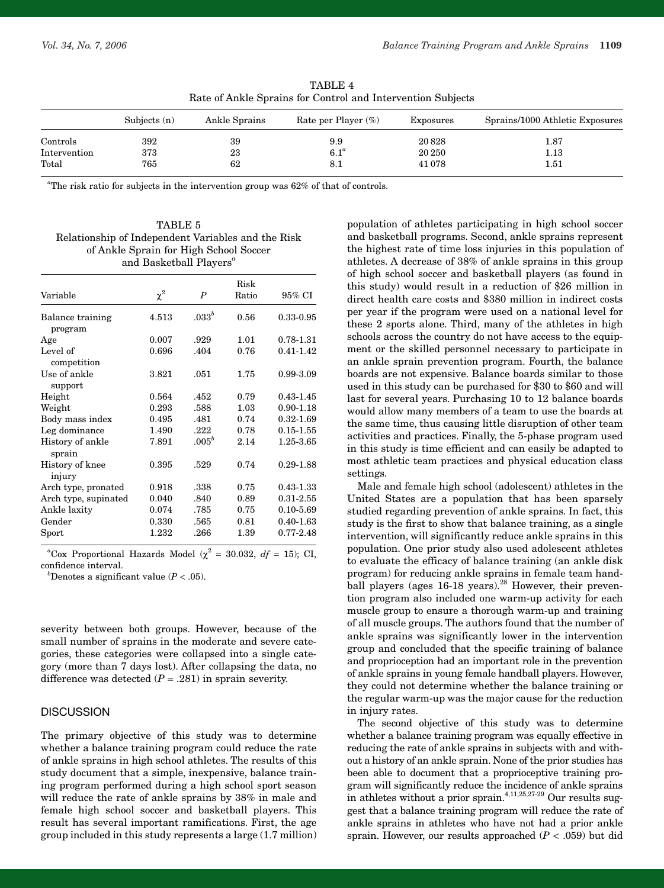TABLE 4
Rate of Ankle Sprains for Control and Intervention Subjects

| | Subjects (n) | Ankle Sprains | Rate per Player (%) | Exposures | Sprains/1000 Athletic Exposures |
|---|---|---|---|---|---|
| Controls | 392 | 39 | 9.9 | 20 828 | 1.87 |
| Intervention | 373 | 23 | 6.1[a] | 20 250 | 1.13 |
| Total | 765 | 62 | 8.1 | 41 078 | 1.51 |

[a]The risk ratio for subjects in the intervention group was 62% of that of controls.

TABLE 5
Relationship of Independent Variables and the Risk of Ankle Sprain for High School Soccer and Basketball Players[a]

| Variable | $\chi^2$ | *P* | Risk Ratio | 95% CI |
|---|---|---|---|---|
| Balance training program | 4.513 | .033[b] | 0.56 | 0.33-0.95 |
| Age | 0.007 | .929 | 1.01 | 0.78-1.31 |
| Level of competition | 0.696 | .404 | 0.76 | 0.41-1.42 |
| Use of ankle support | 3.821 | .051 | 1.75 | 0.99-3.09 |
| Height | 0.564 | .452 | 0.79 | 0.43-1.45 |
| Weight | 0.293 | .588 | 1.03 | 0.90-1.18 |
| Body mass index | 0.495 | .481 | 0.74 | 0.32-1.69 |
| Leg dominance | 1.490 | .222 | 0.78 | 0.15-1.55 |
| History of ankle sprain | 7.891 | .005[b] | 2.14 | 1.25-3.65 |
| History of knee injury | 0.395 | .529 | 0.74 | 0.29-1.88 |
| Arch type, pronated | 0.918 | .338 | 0.75 | 0.43-1.33 |
| Arch type, supinated | 0.040 | .840 | 0.89 | 0.31-2.55 |
| Ankle laxity | 0.074 | .785 | 0.75 | 0.10-5.69 |
| Gender | 0.330 | .565 | 0.81 | 0.40-1.63 |
| Sport | 1.232 | .266 | 1.39 | 0.77-2.48 |

[a]Cox Proportional Hazards Model ($\chi^2$ = 30.032, *df* = 15); CI, confidence interval.
[b]Denotes a significant value ($P < .05$).

severity between both groups. However, because of the small number of sprains in the moderate and severe categories, these categories were collapsed into a single category (more than 7 days lost). After collapsing the data, no difference was detected ($P = .281$) in sprain severity.

## DISCUSSION

The primary objective of this study was to determine whether a balance training program could reduce the rate of ankle sprains in high school athletes. The results of this study document that a simple, inexpensive, balance training program performed during a high school sport season will reduce the rate of ankle sprains by 38% in male and female high school soccer and basketball players. This result has several important ramifications. First, the age group included in this study represents a large (1.7 million) population of athletes participating in high school soccer and basketball programs. Second, ankle sprains represent the highest rate of time loss injuries in this population of athletes. A decrease of 38% of ankle sprains in this group of high school soccer and basketball players (as found in this study) would result in a reduction of $26 million in direct health care costs and $380 million in indirect costs per year if the program were used on a national level for these 2 sports alone. Third, many of the athletes in high schools across the country do not have access to the equipment or the skilled personnel necessary to participate in an ankle sprain prevention program. Fourth, the balance boards are not expensive. Balance boards similar to those used in this study can be purchased for $30 to $60 and will last for several years. Purchasing 10 to 12 balance boards would allow many members of a team to use the boards at the same time, thus causing little disruption of other team activities and practices. Finally, the 5-phase program used in this study is time efficient and can easily be adapted to most athletic team practices and physical education class settings.

Male and female high school (adolescent) athletes in the United States are a population that has been sparsely studied regarding prevention of ankle sprains. In fact, this study is the first to show that balance training, as a single intervention, will significantly reduce ankle sprains in this population. One prior study also used adolescent athletes to evaluate the efficacy of balance training (an ankle disk program) for reducing ankle sprains in female team handball players (ages 16-18 years).[28] However, their prevention program also included one warm-up activity for each muscle group to ensure a thorough warm-up and training of all muscle groups. The authors found that the number of ankle sprains was significantly lower in the intervention group and concluded that the specific training of balance and proprioception had an important role in the prevention of ankle sprains in young female handball players. However, they could not determine whether the balance training or the regular warm-up was the major cause for the reduction in injury rates.

The second objective of this study was to determine whether a balance training program was equally effective in reducing the rate of ankle sprains in subjects with and without a history of an ankle sprain. None of the prior studies has been able to document that a proprioceptive training program will significantly reduce the incidence of ankle sprains in athletes without a prior sprain.[4,11,25,27-29] Our results suggest that a balance training program will reduce the rate of ankle sprains in athletes who have not had a prior ankle sprain. However, our results approached ($P < .059$) but did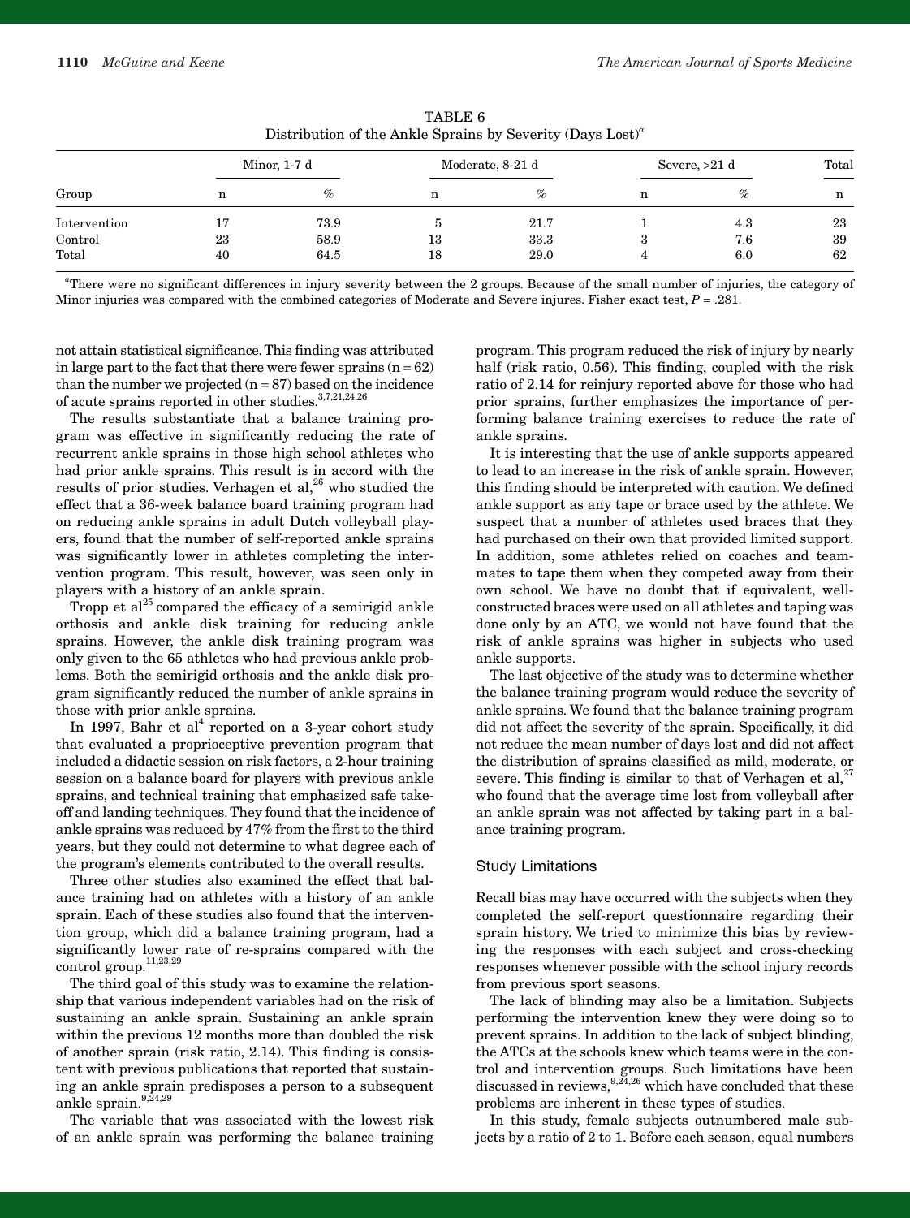TABLE 6
Distribution of the Ankle Sprains by Severity (Days Lost)[a]

| Group | Minor, 1-7 d | | Moderate, 8-21 d | | Severe, >21 d | | Total |
|---|---|---|---|---|---|---|---|
| | n | % | n | % | n | % | n |
| Intervention | 17 | 73.9 | 5 | 21.7 | 1 | 4.3 | 23 |
| Control | 23 | 58.9 | 13 | 33.3 | 3 | 7.6 | 39 |
| Total | 40 | 64.5 | 18 | 29.0 | 4 | 6.0 | 62 |

[a]There were no significant differences in injury severity between the 2 groups. Because of the small number of injuries, the category of Minor injuries was compared with the combined categories of Moderate and Severe injures. Fisher exact test, $P = .281$.

not attain statistical significance. This finding was attributed in large part to the fact that there were fewer sprains (n = 62) than the number we projected (n = 87) based on the incidence of acute sprains reported in other studies.[3,7,21,24,26]

The results substantiate that a balance training program was effective in significantly reducing the rate of recurrent ankle sprains in those high school athletes who had prior ankle sprains. This result is in accord with the results of prior studies. Verhagen et al,[26] who studied the effect that a 36-week balance board training program had on reducing ankle sprains in adult Dutch volleyball players, found that the number of self-reported ankle sprains was significantly lower in athletes completing the intervention program. This result, however, was seen only in players with a history of an ankle sprain.

Tropp et al[25] compared the efficacy of a semirigid ankle orthosis and ankle disk training for reducing ankle sprains. However, the ankle disk training program was only given to the 65 athletes who had previous ankle problems. Both the semirigid orthosis and the ankle disk program significantly reduced the number of ankle sprains in those with prior ankle sprains.

In 1997, Bahr et al[4] reported on a 3-year cohort study that evaluated a proprioceptive prevention program that included a didactic session on risk factors, a 2-hour training session on a balance board for players with previous ankle sprains, and technical training that emphasized safe takeoff and landing techniques. They found that the incidence of ankle sprains was reduced by 47% from the first to the third years, but they could not determine to what degree each of the program's elements contributed to the overall results.

Three other studies also examined the effect that balance training had on athletes with a history of an ankle sprain. Each of these studies also found that the intervention group, which did a balance training program, had a significantly lower rate of re-sprains compared with the control group.[11,23,29]

The third goal of this study was to examine the relationship that various independent variables had on the risk of sustaining an ankle sprain. Sustaining an ankle sprain within the previous 12 months more than doubled the risk of another sprain (risk ratio, 2.14). This finding is consistent with previous publications that reported that sustaining an ankle sprain predisposes a person to a subsequent ankle sprain.[9,24,29]

The variable that was associated with the lowest risk of an ankle sprain was performing the balance training program. This program reduced the risk of injury by nearly half (risk ratio, 0.56). This finding, coupled with the risk ratio of 2.14 for reinjury reported above for those who had prior sprains, further emphasizes the importance of performing balance training exercises to reduce the rate of ankle sprains.

It is interesting that the use of ankle supports appeared to lead to an increase in the risk of ankle sprain. However, this finding should be interpreted with caution. We defined ankle support as any tape or brace used by the athlete. We suspect that a number of athletes used braces that they had purchased on their own that provided limited support. In addition, some athletes relied on coaches and teammates to tape them when they competed away from their own school. We have no doubt that if equivalent, well-constructed braces were used on all athletes and taping was done only by an ATC, we would not have found that the risk of ankle sprains was higher in subjects who used ankle supports.

The last objective of the study was to determine whether the balance training program would reduce the severity of ankle sprains. We found that the balance training program did not affect the severity of the sprain. Specifically, it did not reduce the mean number of days lost and did not affect the distribution of sprains classified as mild, moderate, or severe. This finding is similar to that of Verhagen et al,[27] who found that the average time lost from volleyball after an ankle sprain was not affected by taking part in a balance training program.

## Study Limitations

Recall bias may have occurred with the subjects when they completed the self-report questionnaire regarding their sprain history. We tried to minimize this bias by reviewing the responses with each subject and cross-checking responses whenever possible with the school injury records from previous sport seasons.

The lack of blinding may also be a limitation. Subjects performing the intervention knew they were doing so to prevent sprains. In addition to the lack of subject blinding, the ATCs at the schools knew which teams were in the control and intervention groups. Such limitations have been discussed in reviews,[9,24,26] which have concluded that these problems are inherent in these types of studies.

In this study, female subjects outnumbered male subjects by a ratio of 2 to 1. Before each season, equal numbers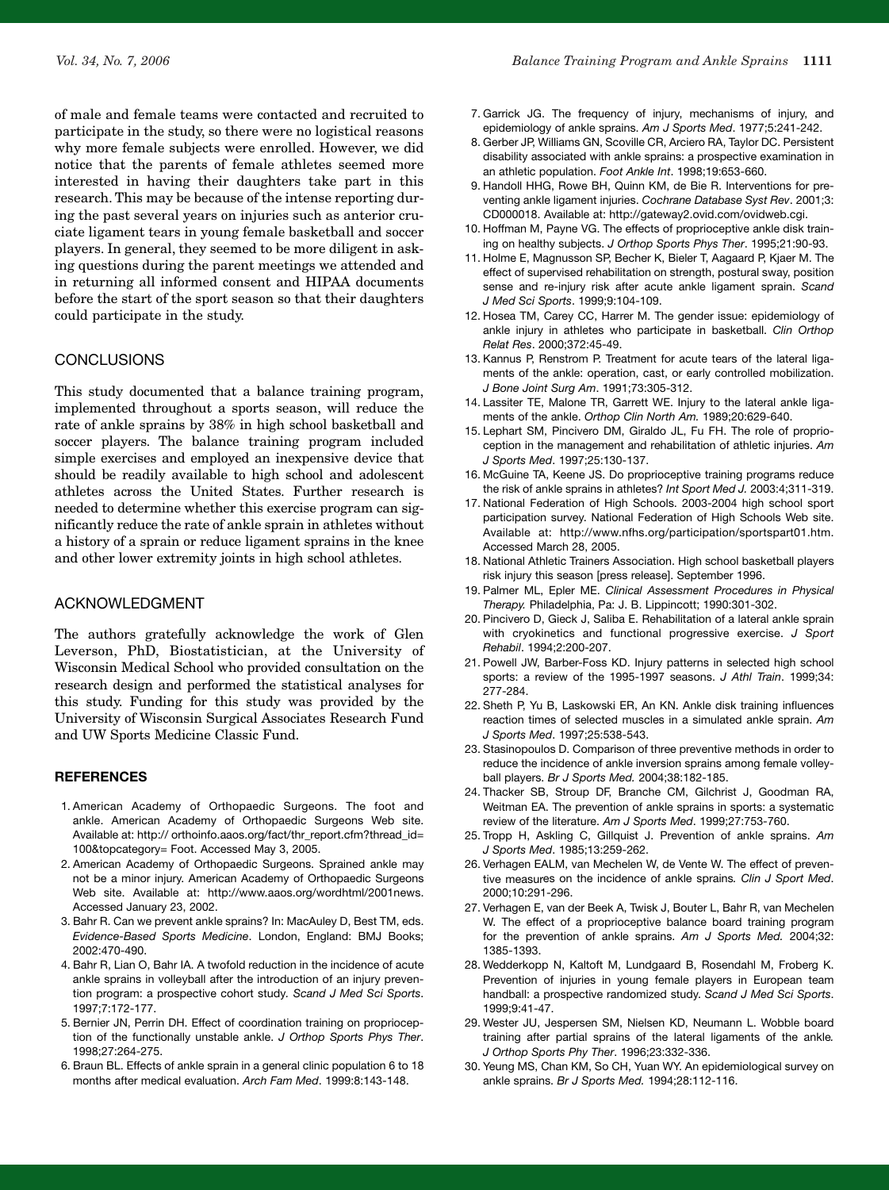of male and female teams were contacted and recruited to participate in the study, so there were no logistical reasons why more female subjects were enrolled. However, we did notice that the parents of female athletes seemed more interested in having their daughters take part in this research. This may be because of the intense reporting during the past several years on injuries such as anterior cruciate ligament tears in young female basketball and soccer players. In general, they seemed to be more diligent in asking questions during the parent meetings we attended and in returning all informed consent and HIPAA documents before the start of the sport season so that their daughters could participate in the study.

## CONCLUSIONS

This study documented that a balance training program, implemented throughout a sports season, will reduce the rate of ankle sprains by 38% in high school basketball and soccer players. The balance training program included simple exercises and employed an inexpensive device that should be readily available to high school and adolescent athletes across the United States. Further research is needed to determine whether this exercise program can significantly reduce the rate of ankle sprain in athletes without a history of a sprain or reduce ligament sprains in the knee and other lower extremity joints in high school athletes.

## ACKNOWLEDGMENT

The authors gratefully acknowledge the work of Glen Leverson, PhD, Biostatistician, at the University of Wisconsin Medical School who provided consultation on the research design and performed the statistical analyses for this study. Funding for this study was provided by the University of Wisconsin Surgical Associates Research Fund and UW Sports Medicine Classic Fund.

## REFERENCES

1. American Academy of Orthopaedic Surgeons. The foot and ankle. American Academy of Orthopaedic Surgeons Web site. Available at: http:// orthoinfo.aaos.org/fact/thr_report.cfm?thread_id=100&topcategory= Foot. Accessed May 3, 2005.
2. American Academy of Orthopaedic Surgeons. Sprained ankle may not be a minor injury. American Academy of Orthopaedic Surgeons Web site. Available at: http://www.aaos.org/wordhtml/2001news. Accessed January 23, 2002.
3. Bahr R. Can we prevent ankle sprains? In: MacAuley D, Best TM, eds. *Evidence-Based Sports Medicine*. London, England: BMJ Books; 2002:470-490.
4. Bahr R, Lian O, Bahr IA. A twofold reduction in the incidence of acute ankle sprains in volleyball after the introduction of an injury prevention program: a prospective cohort study. *Scand J Med Sci Sports*. 1997;7:172-177.
5. Bernier JN, Perrin DH. Effect of coordination training on proprioception of the functionally unstable ankle. *J Orthop Sports Phys Ther*. 1998;27:264-275.
6. Braun BL. Effects of ankle sprain in a general clinic population 6 to 18 months after medical evaluation. *Arch Fam Med*. 1999:8:143-148.
7. Garrick JG. The frequency of injury, mechanisms of injury, and epidemiology of ankle sprains. *Am J Sports Med*. 1977;5:241-242.
8. Gerber JP, Williams GN, Scoville CR, Arciero RA, Taylor DC. Persistent disability associated with ankle sprains: a prospective examination in an athletic population. *Foot Ankle Int*. 1998;19:653-660.
9. Handoll HHG, Rowe BH, Quinn KM, de Bie R. Interventions for preventing ankle ligament injuries. *Cochrane Database Syst Rev*. 2001;3: CD000018. Available at: http://gateway2.ovid.com/ovidweb.cgi.
10. Hoffman M, Payne VG. The effects of proprioceptive ankle disk training on healthy subjects. *J Orthop Sports Phys Ther*. 1995;21:90-93.
11. Holme E, Magnusson SP, Becher K, Bieler T, Aagaard P, Kjaer M. The effect of supervised rehabilitation on strength, postural sway, position sense and re-injury risk after acute ankle ligament sprain. *Scand J Med Sci Sports*. 1999;9:104-109.
12. Hosea TM, Carey CC, Harrer M. The gender issue: epidemiology of ankle injury in athletes who participate in basketball. *Clin Orthop Relat Res*. 2000;372:45-49.
13. Kannus P, Renstrom P. Treatment for acute tears of the lateral ligaments of the ankle: operation, cast, or early controlled mobilization. *J Bone Joint Surg Am*. 1991;73:305-312.
14. Lassiter TE, Malone TR, Garrett WE. Injury to the lateral ankle ligaments of the ankle. *Orthop Clin North Am.* 1989;20:629-640.
15. Lephart SM, Pincivero DM, Giraldo JL, Fu FH. The role of proprioception in the management and rehabilitation of athletic injuries. *Am J Sports Med*. 1997;25:130-137.
16. McGuine TA, Keene JS. Do proprioceptive training programs reduce the risk of ankle sprains in athletes? *Int Sport Med J.* 2003:4;311-319.
17. National Federation of High Schools. 2003-2004 high school sport participation survey. National Federation of High Schools Web site. Available at: http://www.nfhs.org/participation/sportspart01.htm. Accessed March 28, 2005.
18. National Athletic Trainers Association. High school basketball players risk injury this season [press release]. September 1996.
19. Palmer ML, Epler ME. *Clinical Assessment Procedures in Physical Therapy.* Philadelphia, Pa: J. B. Lippincott; 1990:301-302.
20. Pincivero D, Gieck J, Saliba E. Rehabilitation of a lateral ankle sprain with cryokinetics and functional progressive exercise. *J Sport Rehabil*. 1994;2:200-207.
21. Powell JW, Barber-Foss KD. Injury patterns in selected high school sports: a review of the 1995-1997 seasons. *J Athl Train*. 1999;34: 277-284.
22. Sheth P, Yu B, Laskowski ER, An KN. Ankle disk training influences reaction times of selected muscles in a simulated ankle sprain. *Am J Sports Med*. 1997;25:538-543.
23. Stasinopoulos D. Comparison of three preventive methods in order to reduce the incidence of ankle inversion sprains among female volleyball players. *Br J Sports Med.* 2004;38:182-185.
24. Thacker SB, Stroup DF, Branche CM, Gilchrist J, Goodman RA, Weitman EA. The prevention of ankle sprains in sports: a systematic review of the literature. *Am J Sports Med*. 1999;27:753-760.
25. Tropp H, Askling C, Gillquist J. Prevention of ankle sprains. *Am J Sports Med*. 1985;13:259-262.
26. Verhagen EALM, van Mechelen W, de Vente W. The effect of preventive measures on the incidence of ankle sprains. *Clin J Sport Med*. 2000;10:291-296.
27. Verhagen E, van der Beek A, Twisk J, Bouter L, Bahr R, van Mechelen W. The effect of a proprioceptive balance board training program for the prevention of ankle sprains. *Am J Sports Med.* 2004;32: 1385-1393.
28. Wedderkopp N, Kaltoft M, Lundgaard B, Rosendahl M, Froberg K. Prevention of injuries in young female players in European team handball: a prospective randomized study. *Scand J Med Sci Sports*. 1999;9:41-47.
29. Wester JU, Jespersen SM, Nielsen KD, Neumann L. Wobble board training after partial sprains of the lateral ligaments of the ankle*.* *J Orthop Sports Phy Ther*. 1996;23:332-336.
30. Yeung MS, Chan KM, So CH, Yuan WY. An epidemiological survey on ankle sprains. *Br J Sports Med.* 1994;28:112-116.